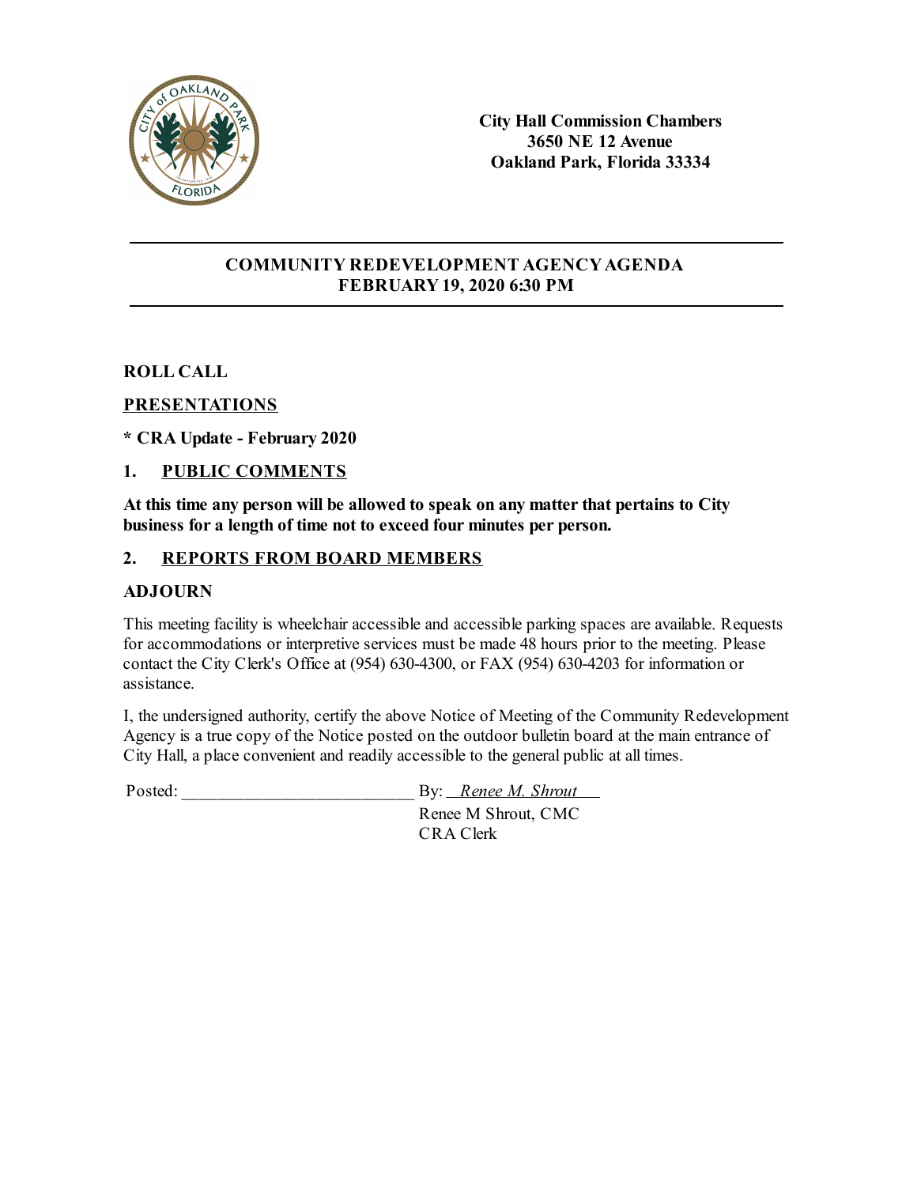City Hall Commission Chambers
3650 NE 12 Avenue
Oakland Park, Florida 33334

# COMMUNITY REDEVELOPMENT AGENCY AGENDA
## FEBRUARY 19, 2020 6:30 PM

**ROLL CALL**

**PRESENTATIONS**

**\* CRA Update - February 2020**

**1. PUBLIC COMMENTS**

**At this time any person will be allowed to speak on any matter that pertains to City business for a length of time not to exceed four minutes per person.**

**2. REPORTS FROM BOARD MEMBERS**

**ADJOURN**

This meeting facility is wheelchair accessible and accessible parking spaces are available. Requests for accommodations or interpretive services must be made 48 hours prior to the meeting. Please contact the City Clerk's Office at (954) 630-4300, or FAX (954) 630-4203 for information or assistance.

I, the undersigned authority, certify the above Notice of Meeting of the Community Redevelopment Agency is a true copy of the Notice posted on the outdoor bulletin board at the main entrance of City Hall, a place convenient and readily accessible to the general public at all times.

Posted: ___________________________ By: *Renee M. Shrout*

Renee M Shrout, CMC
CRA Clerk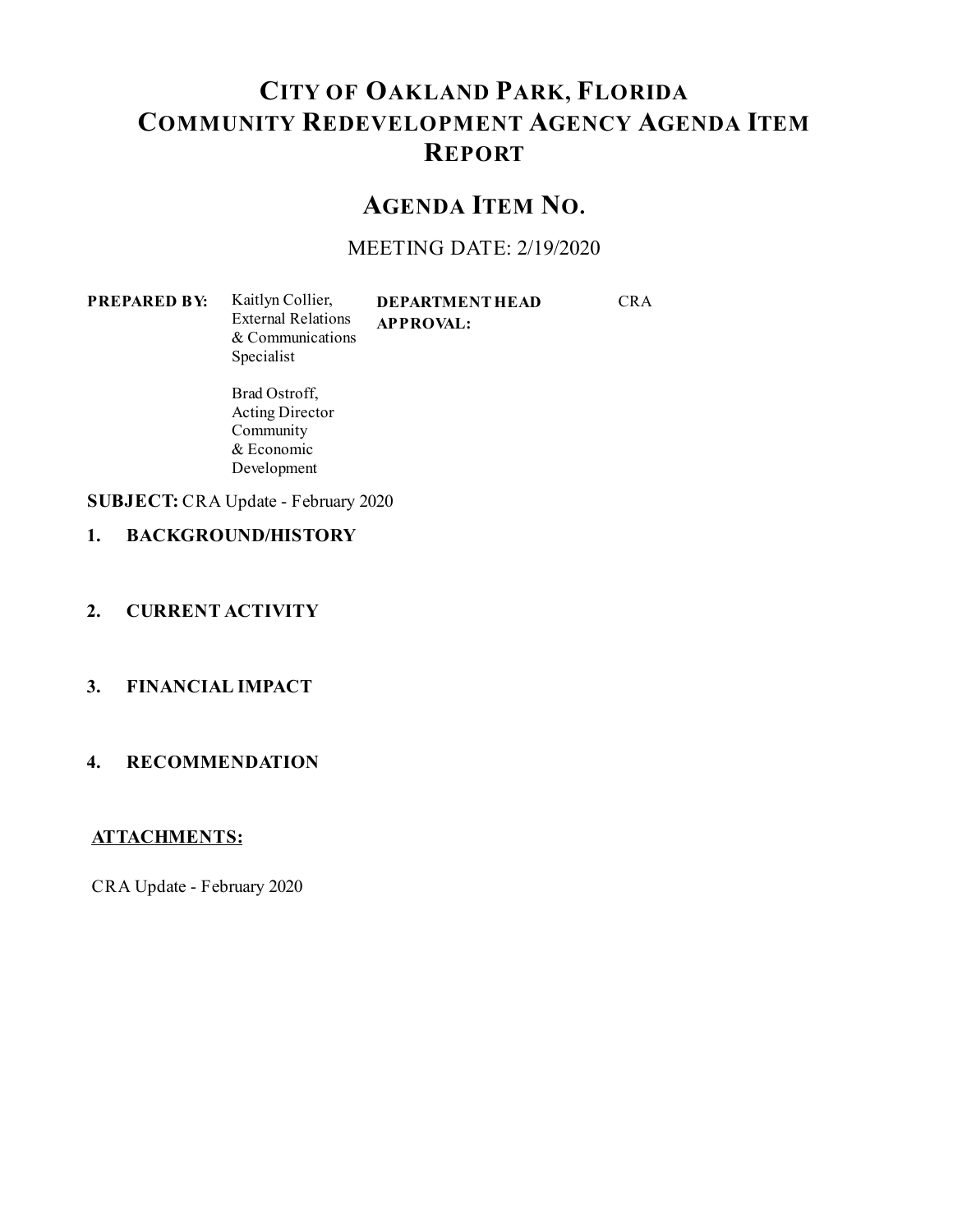# City of Oakland Park, Florida
# Community Redevelopment Agency Agenda Item Report

## Agenda Item No.

MEETING DATE: 2/19/2020

| | | | |
|---|---|---|---|
| **PREPARED BY:** | Kaitlyn Collier, External Relations & Communications Specialist<br><br>Brad Ostroff, Acting Director Community & Economic Development | **DEPARTMENT HEAD APPROVAL:** | CRA |

**SUBJECT:** CRA Update - February 2020

**1. BACKGROUND/HISTORY**

**2. CURRENT ACTIVITY**

**3. FINANCIAL IMPACT**

**4. RECOMMENDATION**

**ATTACHMENTS:**

CRA Update - February 2020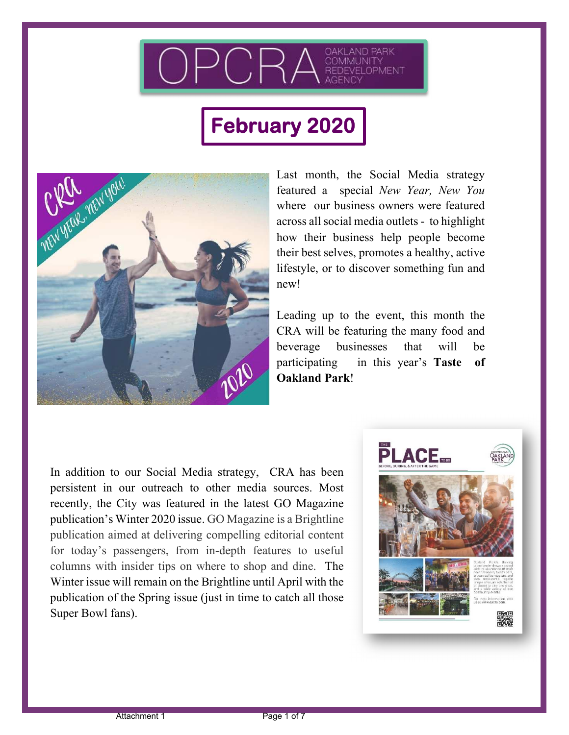# OPCRA

OAKLAND PARK COMMUNITY REDEVELOPMENT AGENCY

## February 2020

Last month, the Social Media strategy featured a special *New Year, New You* where our business owners were featured across all social media outlets - to highlight how their business help people become their best selves, promotes a healthy, active lifestyle, or to discover something fun and new!

Leading up to the event, this month the CRA will be featuring the many food and beverage businesses that will be participating in this year's **Taste of Oakland Park**!

In addition to our Social Media strategy, CRA has been persistent in our outreach to other media sources. Most recently, the City was featured in the latest GO Magazine publication's Winter 2020 issue. GO Magazine is a Brightline publication aimed at delivering compelling editorial content for today's passengers, from in-depth features to useful columns with insider tips on where to shop and dine. The Winter issue will remain on the Brightline until April with the publication of the Spring issue (just in time to catch all those Super Bowl fans).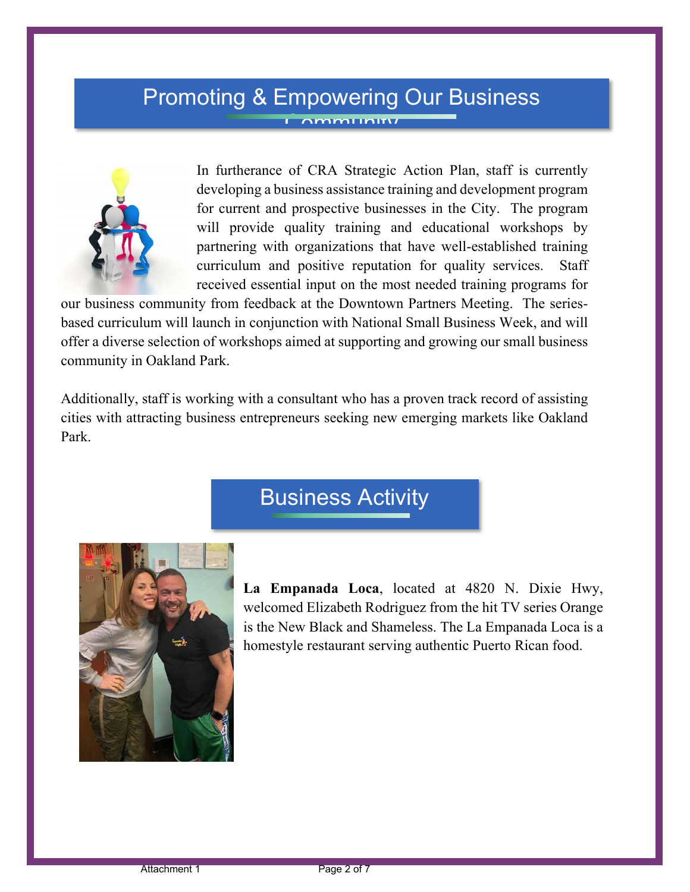## Promoting & Empowering Our Business Community

In furtherance of CRA Strategic Action Plan, staff is currently developing a business assistance training and development program for current and prospective businesses in the City. The program will provide quality training and educational workshops by partnering with organizations that have well-established training curriculum and positive reputation for quality services. Staff received essential input on the most needed training programs for our business community from feedback at the Downtown Partners Meeting. The series-based curriculum will launch in conjunction with National Small Business Week, and will offer a diverse selection of workshops aimed at supporting and growing our small business community in Oakland Park.

Additionally, staff is working with a consultant who has a proven track record of assisting cities with attracting business entrepreneurs seeking new emerging markets like Oakland Park.

## Business Activity

**La Empanada Loca**, located at 4820 N. Dixie Hwy, welcomed Elizabeth Rodriguez from the hit TV series Orange is the New Black and Shameless. The La Empanada Loca is a homestyle restaurant serving authentic Puerto Rican food.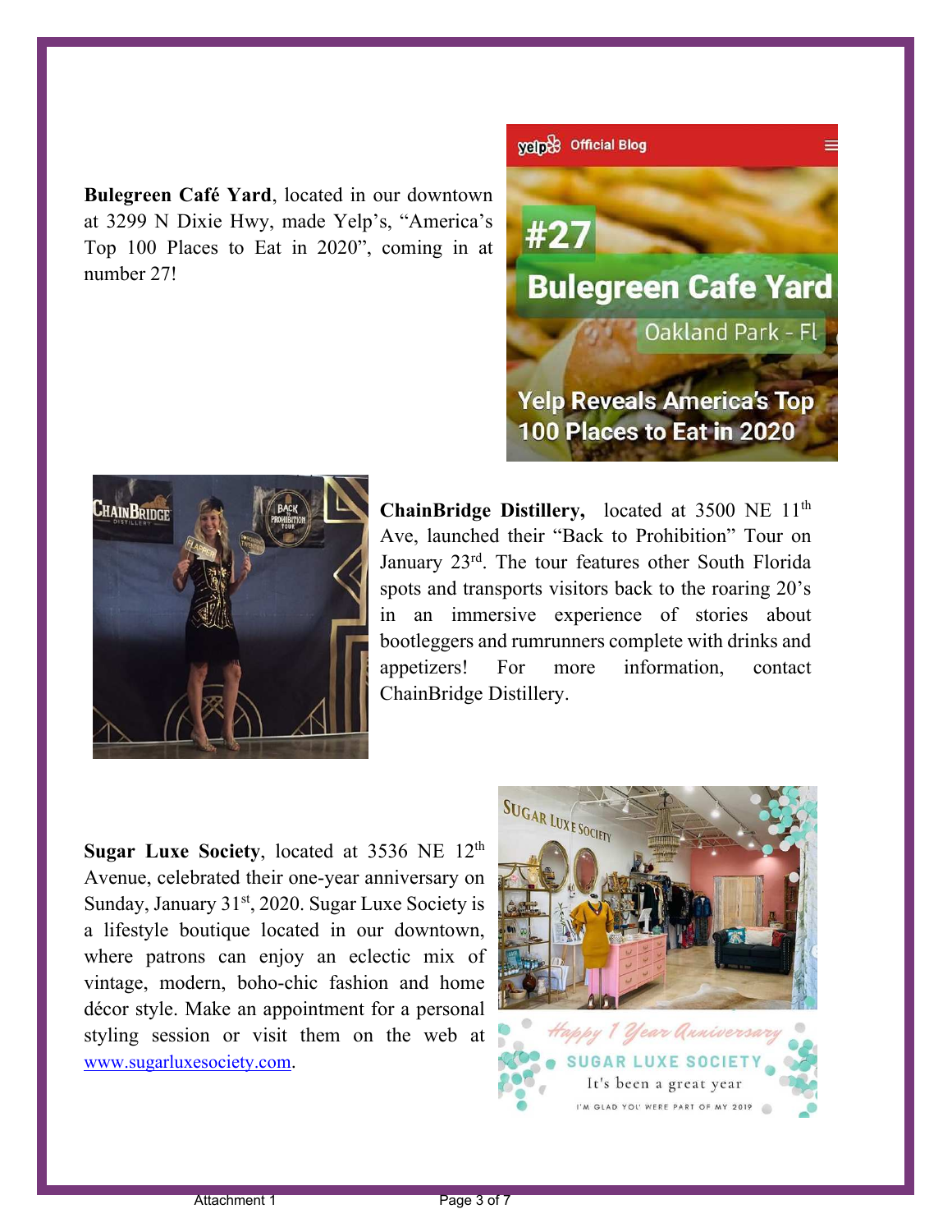**Bulegreen Café Yard**, located in our downtown at 3299 N Dixie Hwy, made Yelp's, "America's Top 100 Places to Eat in 2020", coming in at number 27!

**ChainBridge Distillery,** located at 3500 NE 11th Ave, launched their "Back to Prohibition" Tour on January 23rd. The tour features other South Florida spots and transports visitors back to the roaring 20's in an immersive experience of stories about bootleggers and rumrunners complete with drinks and appetizers! For more information, contact ChainBridge Distillery.

**Sugar Luxe Society**, located at 3536 NE 12th Avenue, celebrated their one-year anniversary on Sunday, January 31st, 2020. Sugar Luxe Society is a lifestyle boutique located in our downtown, where patrons can enjoy an eclectic mix of vintage, modern, boho-chic fashion and home décor style. Make an appointment for a personal styling session or visit them on the web at www.sugarluxesociety.com.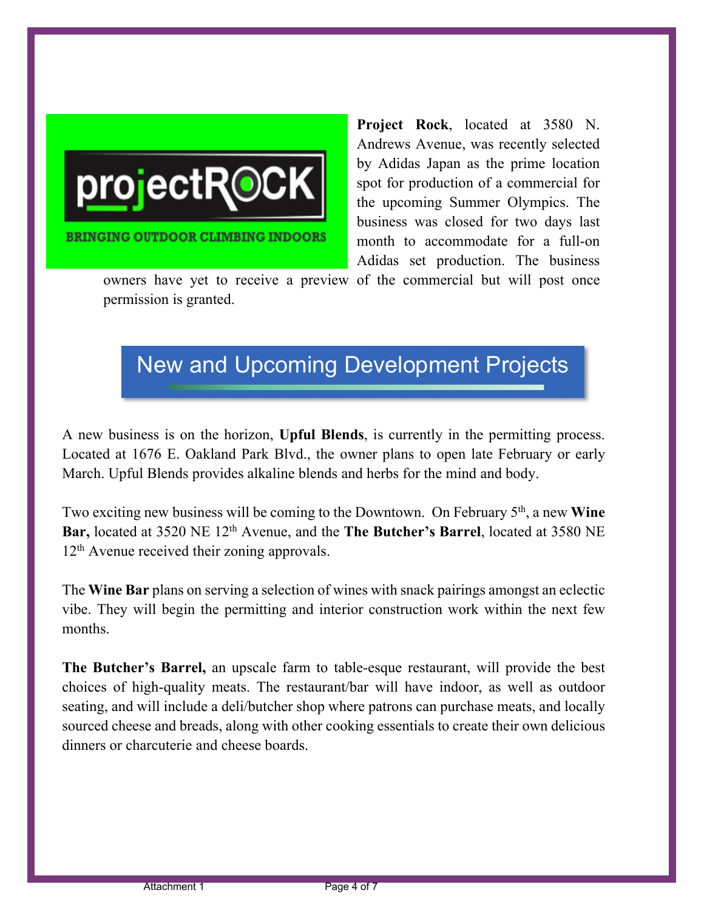**Project Rock**, located at 3580 N. Andrews Avenue, was recently selected by Adidas Japan as the prime location spot for production of a commercial for the upcoming Summer Olympics. The business was closed for two days last month to accommodate for a full-on Adidas set production. The business owners have yet to receive a preview of the commercial but will post once permission is granted.

## New and Upcoming Development Projects

A new business is on the horizon, **Upful Blends**, is currently in the permitting process. Located at 1676 E. Oakland Park Blvd., the owner plans to open late February or early March. Upful Blends provides alkaline blends and herbs for the mind and body.

Two exciting new business will be coming to the Downtown. On February 5th, a new **Wine Bar,** located at 3520 NE 12th Avenue, and the **The Butcher's Barrel**, located at 3580 NE 12th Avenue received their zoning approvals.

The **Wine Bar** plans on serving a selection of wines with snack pairings amongst an eclectic vibe. They will begin the permitting and interior construction work within the next few months.

**The Butcher's Barrel,** an upscale farm to table-esque restaurant, will provide the best choices of high-quality meats. The restaurant/bar will have indoor, as well as outdoor seating, and will include a deli/butcher shop where patrons can purchase meats, and locally sourced cheese and breads, along with other cooking essentials to create their own delicious dinners or charcuterie and cheese boards.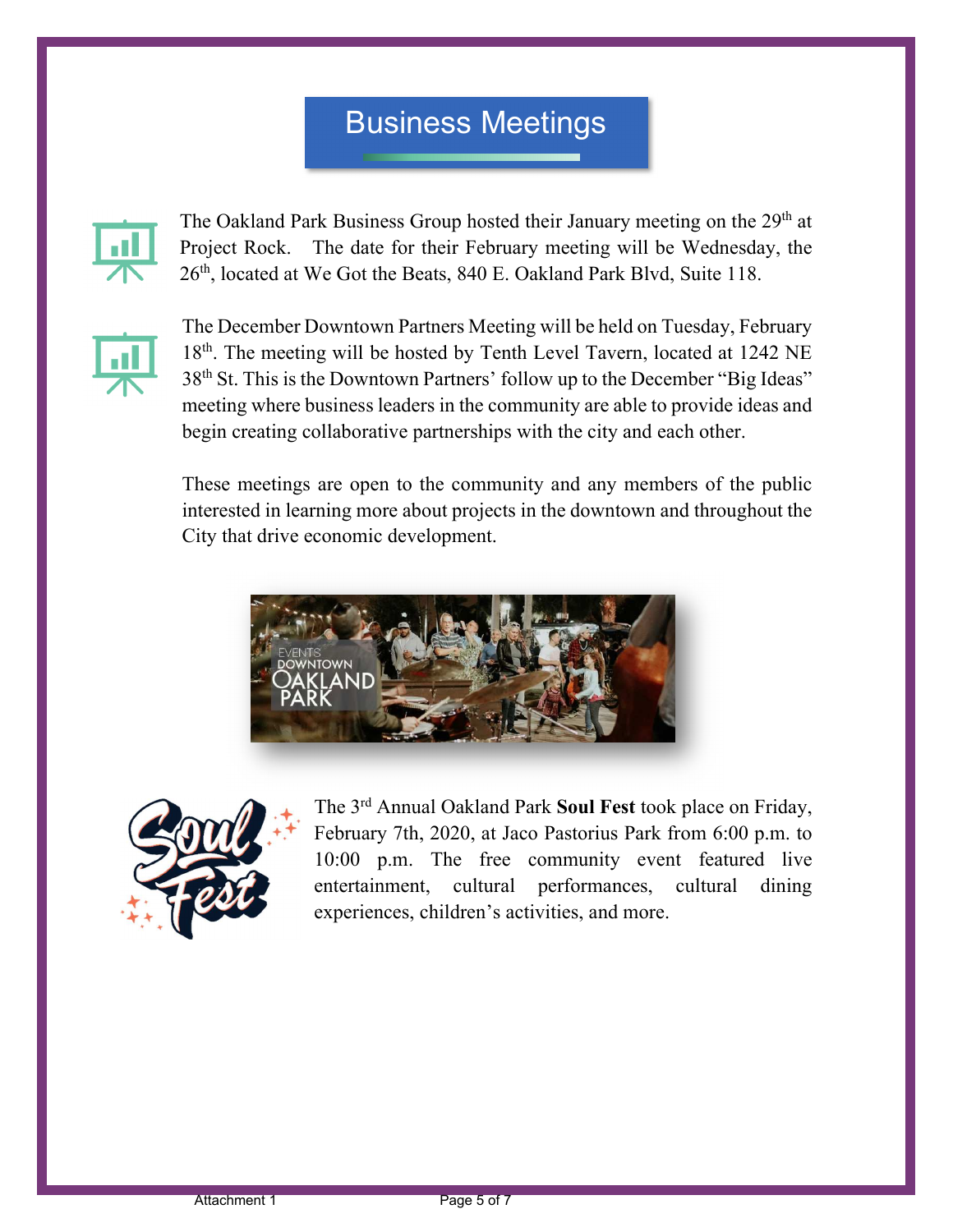# Business Meetings

The Oakland Park Business Group hosted their January meeting on the 29th at Project Rock. The date for their February meeting will be Wednesday, the 26th, located at We Got the Beats, 840 E. Oakland Park Blvd, Suite 118.

The December Downtown Partners Meeting will be held on Tuesday, February 18th. The meeting will be hosted by Tenth Level Tavern, located at 1242 NE 38th St. This is the Downtown Partners' follow up to the December "Big Ideas" meeting where business leaders in the community are able to provide ideas and begin creating collaborative partnerships with the city and each other.

These meetings are open to the community and any members of the public interested in learning more about projects in the downtown and throughout the City that drive economic development.

The 3rd Annual Oakland Park **Soul Fest** took place on Friday, February 7th, 2020, at Jaco Pastorius Park from 6:00 p.m. to 10:00 p.m. The free community event featured live entertainment, cultural performances, cultural dining experiences, children's activities, and more.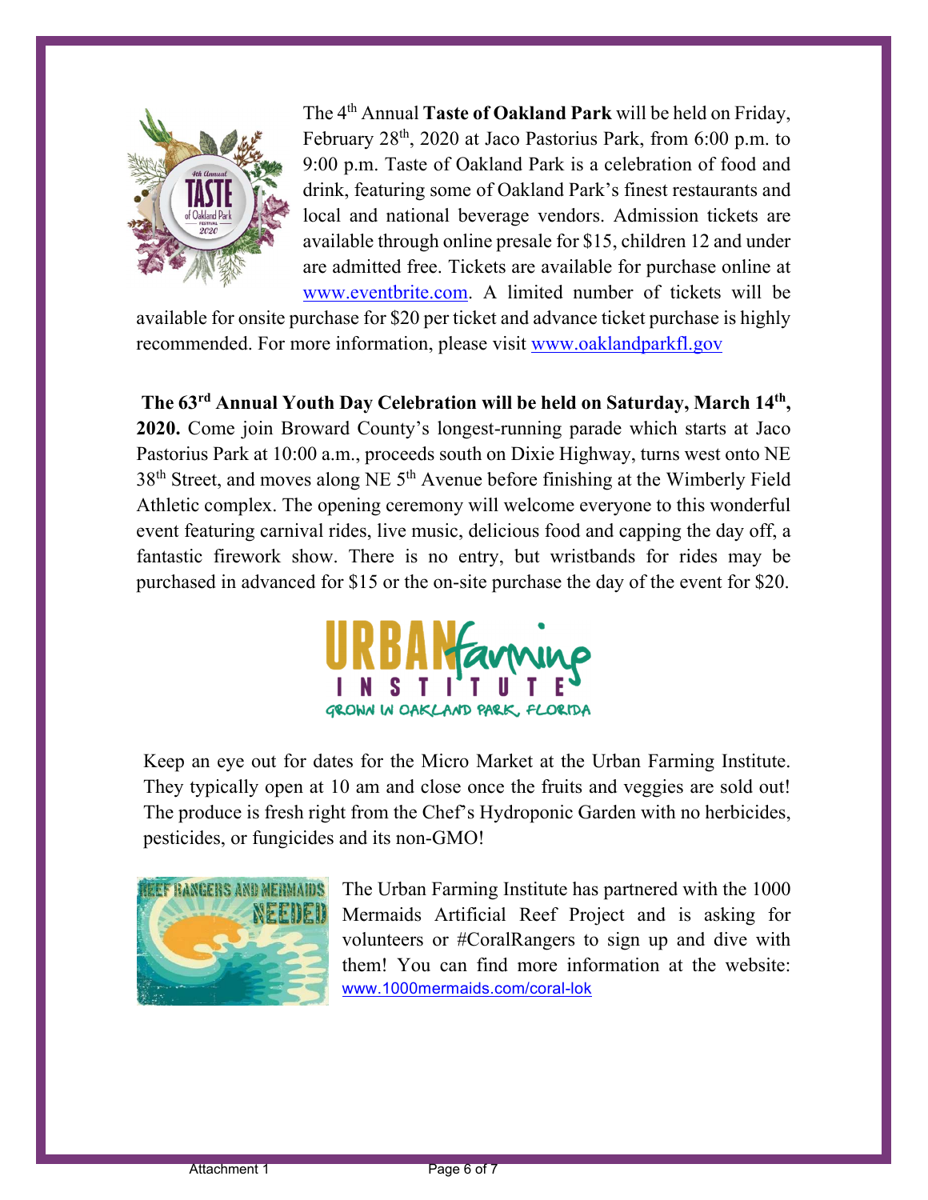The 4th Annual **Taste of Oakland Park** will be held on Friday, February 28th, 2020 at Jaco Pastorius Park, from 6:00 p.m. to 9:00 p.m. Taste of Oakland Park is a celebration of food and drink, featuring some of Oakland Park's finest restaurants and local and national beverage vendors. Admission tickets are available through online presale for $15, children 12 and under are admitted free. Tickets are available for purchase online at www.eventbrite.com. A limited number of tickets will be available for onsite purchase for $20 per ticket and advance ticket purchase is highly recommended. For more information, please visit www.oaklandparkfl.gov

**The 63rd Annual Youth Day Celebration will be held on Saturday, March 14th, 2020.** Come join Broward County's longest-running parade which starts at Jaco Pastorius Park at 10:00 a.m., proceeds south on Dixie Highway, turns west onto NE 38th Street, and moves along NE 5th Avenue before finishing at the Wimberly Field Athletic complex. The opening ceremony will welcome everyone to this wonderful event featuring carnival rides, live music, delicious food and capping the day off, a fantastic firework show. There is no entry, but wristbands for rides may be purchased in advanced for $15 or the on-site purchase the day of the event for $20.

URBAN farming INSTITUTE
GROWN IN OAKLAND PARK, FLORIDA

Keep an eye out for dates for the Micro Market at the Urban Farming Institute. They typically open at 10 am and close once the fruits and veggies are sold out! The produce is fresh right from the Chef's Hydroponic Garden with no herbicides, pesticides, or fungicides and its non-GMO!

REEF RANGERS AND MERMAIDS NEEDED

The Urban Farming Institute has partnered with the 1000 Mermaids Artificial Reef Project and is asking for volunteers or #CoralRangers to sign up and dive with them! You can find more information at the website: www.1000mermaids.com/coral-lok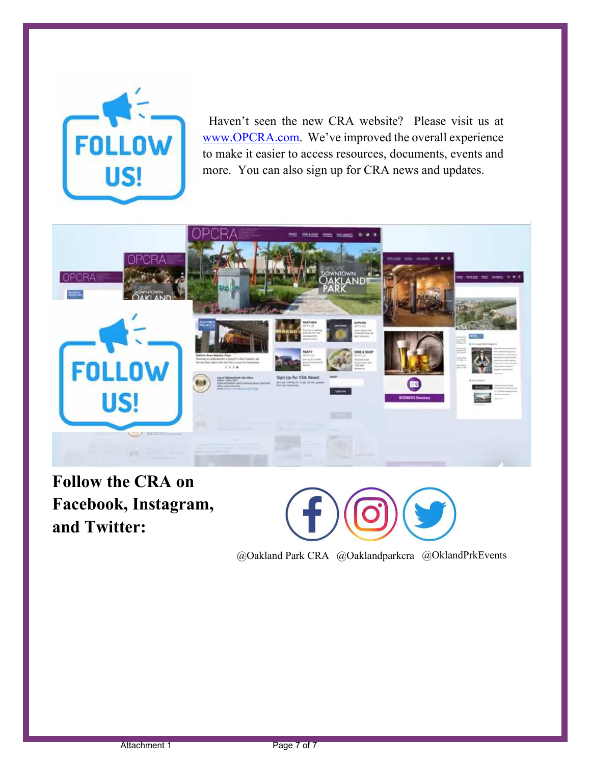Haven't seen the new CRA website? Please visit us at www.OPCRA.com. We've improved the overall experience to make it easier to access resources, documents, events and more. You can also sign up for CRA news and updates.

**Follow the CRA on Facebook, Instagram, and Twitter:**

@Oakland Park CRA @Oaklandparkcra @OklandPrkEvents